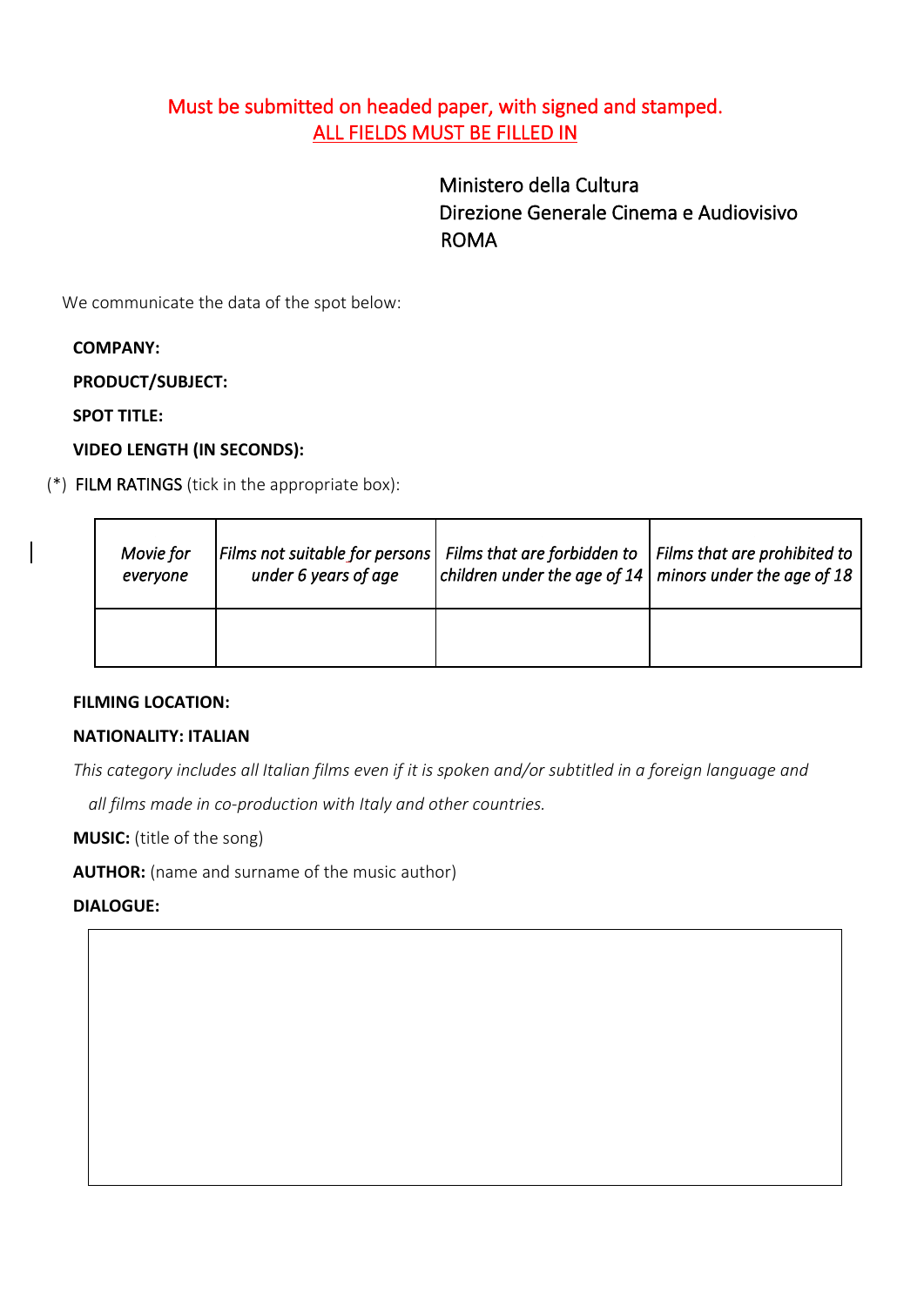Must be submitted on headed paper, with signed and stamped.
ALL FIELDS MUST BE FILLED IN

Ministero della Cultura
Direzione Generale Cinema e Audiovisivo
ROMA

We communicate the data of the spot below:

**COMPANY:**

**PRODUCT/SUBJECT:**

**SPOT TITLE:**

**VIDEO LENGTH (IN SECONDS):**

(*) FILM RATINGS (tick in the appropriate box):

| *Movie for everyone* | *Films not suitable for persons under 6 years of age* | *Films that are forbidden to children under the age of 14* | *Films that are prohibited to minors under the age of 18* |
|---|---|---|---|
| | | | |

**FILMING LOCATION:**

**NATIONALITY: ITALIAN**

*This category includes all Italian films even if it is spoken and/or subtitled in a foreign language and all films made in co-production with Italy and other countries.*

**MUSIC:** (title of the song)

**AUTHOR:** (name and surname of the music author)

**DIALOGUE:**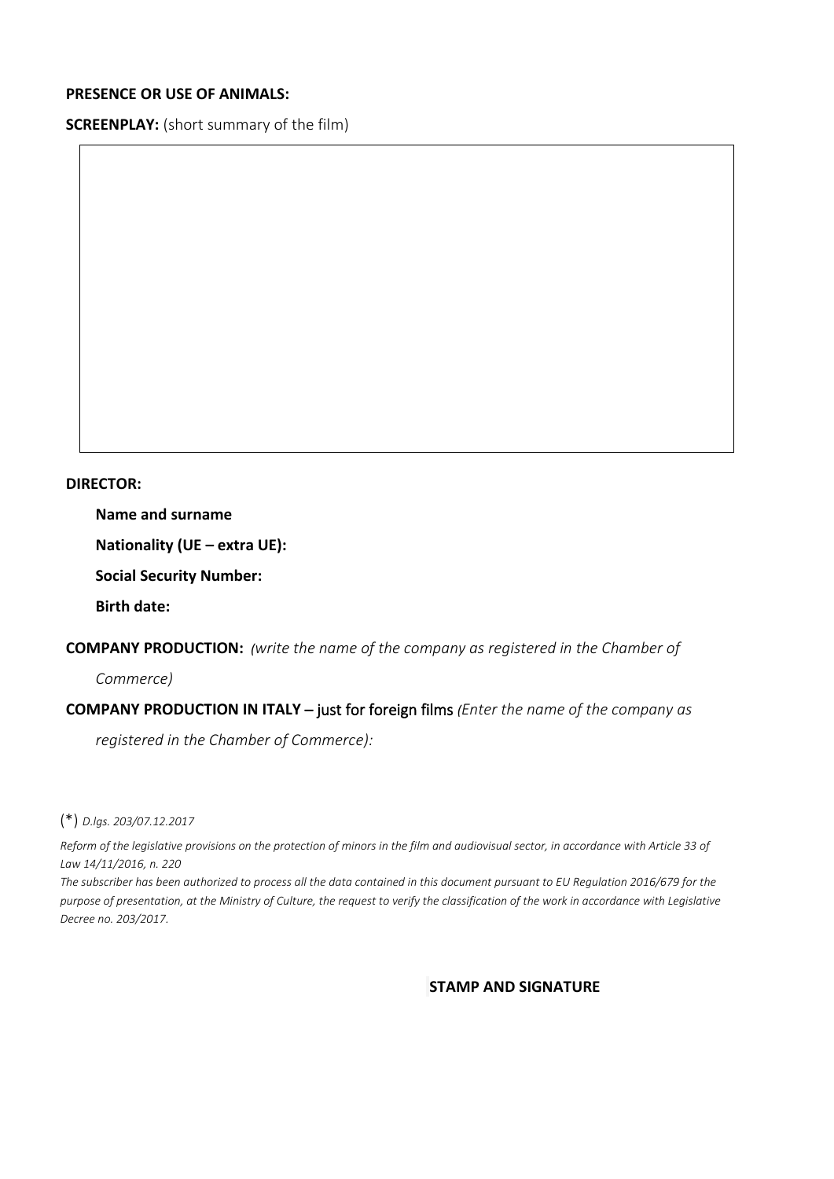**PRESENCE OR USE OF ANIMALS:**

**SCREENPLAY:** (short summary of the film)

**DIRECTOR:**

**Name and surname**

**Nationality (UE – extra UE):**

**Social Security Number:**

**Birth date:**

**COMPANY PRODUCTION:** *(write the name of the company as registered in the Chamber of Commerce)*

**COMPANY PRODUCTION IN ITALY** – just for foreign films *(Enter the name of the company as registered in the Chamber of Commerce):*

(*) *D.lgs. 203/07.12.2017*

*Reform of the legislative provisions on the protection of minors in the film and audiovisual sector, in accordance with Article 33 of Law 14/11/2016, n. 220*

*The subscriber has been authorized to process all the data contained in this document pursuant to EU Regulation 2016/679 for the purpose of presentation, at the Ministry of Culture, the request to verify the classification of the work in accordance with Legislative Decree no. 203/2017.*

**STAMP AND SIGNATURE**